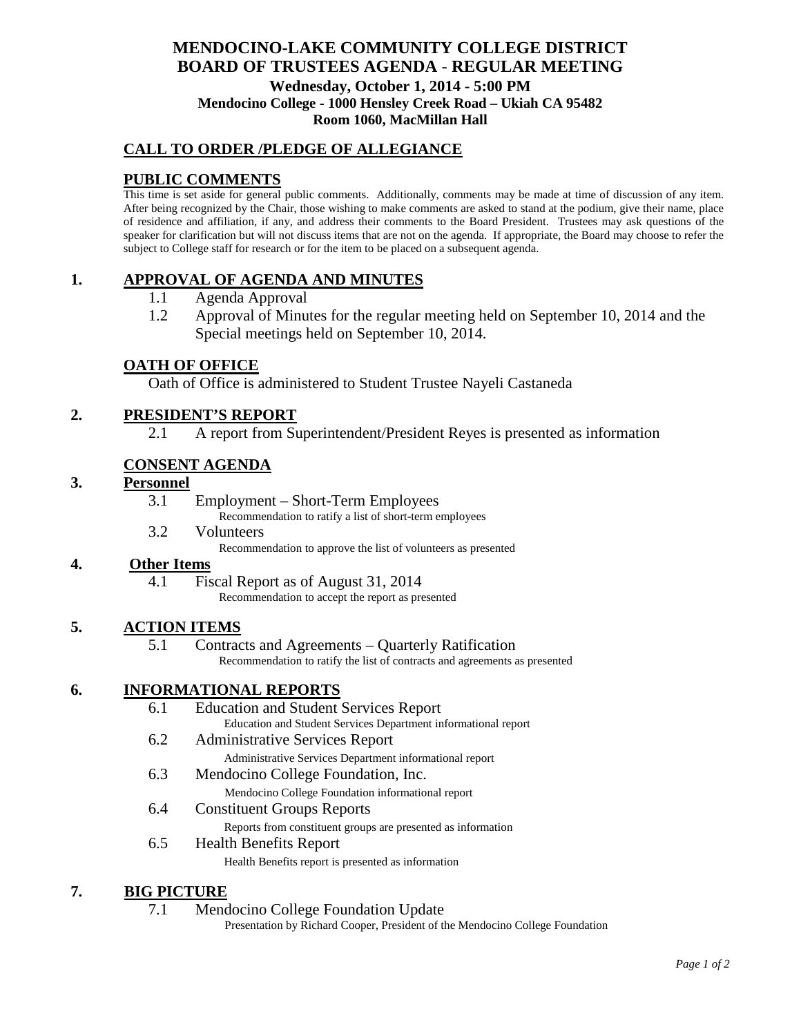# MENDOCINO-LAKE COMMUNITY COLLEGE DISTRICT
# BOARD OF TRUSTEES AGENDA - REGULAR MEETING

**Wednesday, October 1, 2014 - 5:00 PM**
**Mendocino College - 1000 Hensley Creek Road – Ukiah CA 95482**
**Room 1060, MacMillan Hall**

## CALL TO ORDER /PLEDGE OF ALLEGIANCE

## PUBLIC COMMENTS

This time is set aside for general public comments. Additionally, comments may be made at time of discussion of any item. After being recognized by the Chair, those wishing to make comments are asked to stand at the podium, give their name, place of residence and affiliation, if any, and address their comments to the Board President. Trustees may ask questions of the speaker for clarification but will not discuss items that are not on the agenda. If appropriate, the Board may choose to refer the subject to College staff for research or for the item to be placed on a subsequent agenda.

## 1. APPROVAL OF AGENDA AND MINUTES

1.1 Agenda Approval

1.2 Approval of Minutes for the regular meeting held on September 10, 2014 and the Special meetings held on September 10, 2014.

## OATH OF OFFICE

Oath of Office is administered to Student Trustee Nayeli Castaneda

## 2. PRESIDENT'S REPORT

2.1 A report from Superintendent/President Reyes is presented as information

## CONSENT AGENDA

### 3. Personnel

3.1 Employment – Short-Term Employees
Recommendation to ratify a list of short-term employees

3.2 Volunteers
Recommendation to approve the list of volunteers as presented

### 4. Other Items

4.1 Fiscal Report as of August 31, 2014
Recommendation to accept the report as presented

## 5. ACTION ITEMS

5.1 Contracts and Agreements – Quarterly Ratification
Recommendation to ratify the list of contracts and agreements as presented

## 6. INFORMATIONAL REPORTS

6.1 Education and Student Services Report
Education and Student Services Department informational report

6.2 Administrative Services Report
Administrative Services Department informational report

6.3 Mendocino College Foundation, Inc.
Mendocino College Foundation informational report

6.4 Constituent Groups Reports
Reports from constituent groups are presented as information

6.5 Health Benefits Report
Health Benefits report is presented as information

## 7. BIG PICTURE

7.1 Mendocino College Foundation Update
Presentation by Richard Cooper, President of the Mendocino College Foundation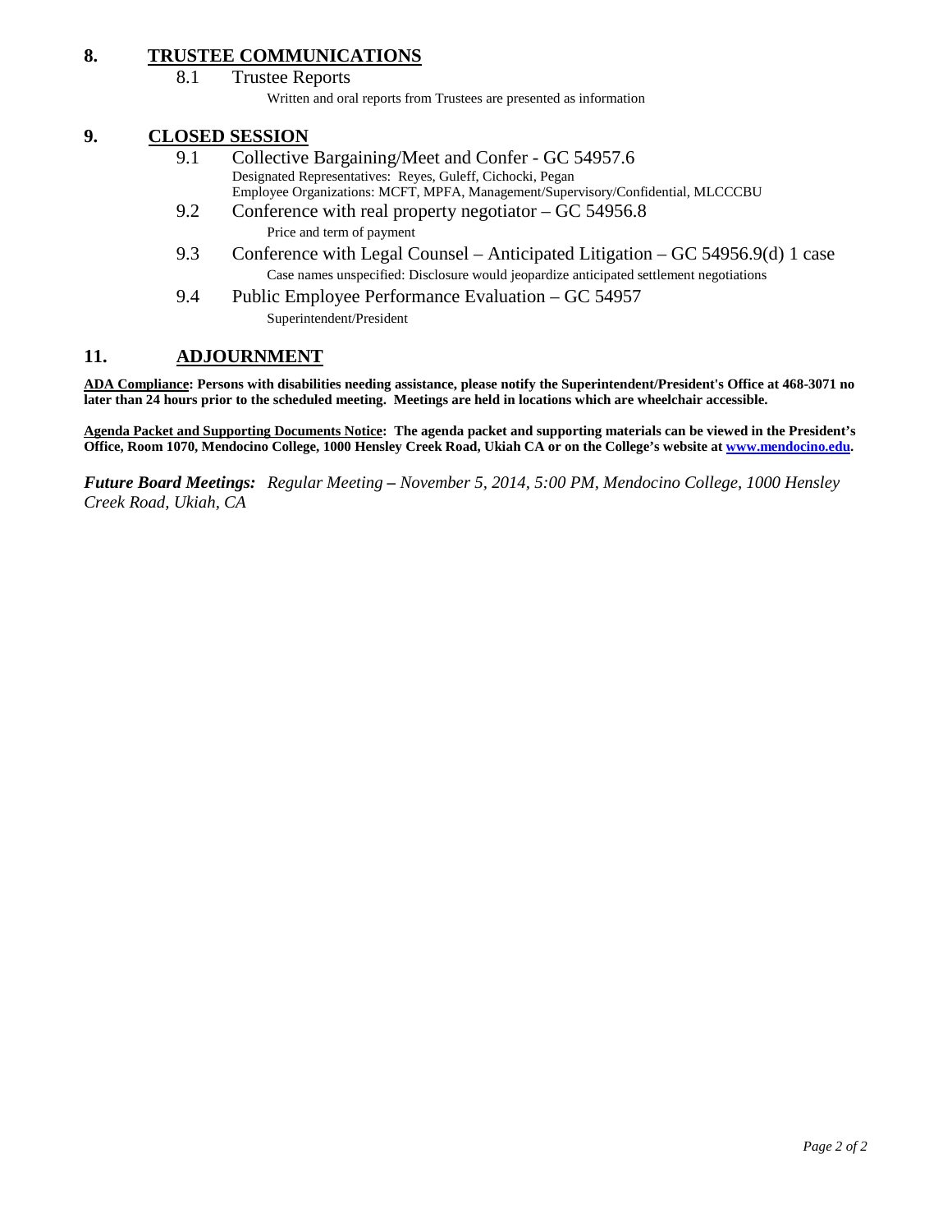## 8. TRUSTEE COMMUNICATIONS

8.1 Trustee Reports

Written and oral reports from Trustees are presented as information

## 9. CLOSED SESSION

9.1 Collective Bargaining/Meet and Confer - GC 54957.6

Designated Representatives: Reyes, Guleff, Cichocki, Pegan
Employee Organizations: MCFT, MPFA, Management/Supervisory/Confidential, MLCCCBU

9.2 Conference with real property negotiator – GC 54956.8

Price and term of payment

9.3 Conference with Legal Counsel – Anticipated Litigation – GC 54956.9(d) 1 case

Case names unspecified: Disclosure would jeopardize anticipated settlement negotiations

9.4 Public Employee Performance Evaluation – GC 54957

Superintendent/President

## 11. ADJOURNMENT

**ADA Compliance: Persons with disabilities needing assistance, please notify the Superintendent/President's Office at 468-3071 no later than 24 hours prior to the scheduled meeting. Meetings are held in locations which are wheelchair accessible.**

**Agenda Packet and Supporting Documents Notice: The agenda packet and supporting materials can be viewed in the President's Office, Room 1070, Mendocino College, 1000 Hensley Creek Road, Ukiah CA or on the College's website at www.mendocino.edu.**

***Future Board Meetings:*** *Regular Meeting – November 5, 2014, 5:00 PM, Mendocino College, 1000 Hensley Creek Road, Ukiah, CA*